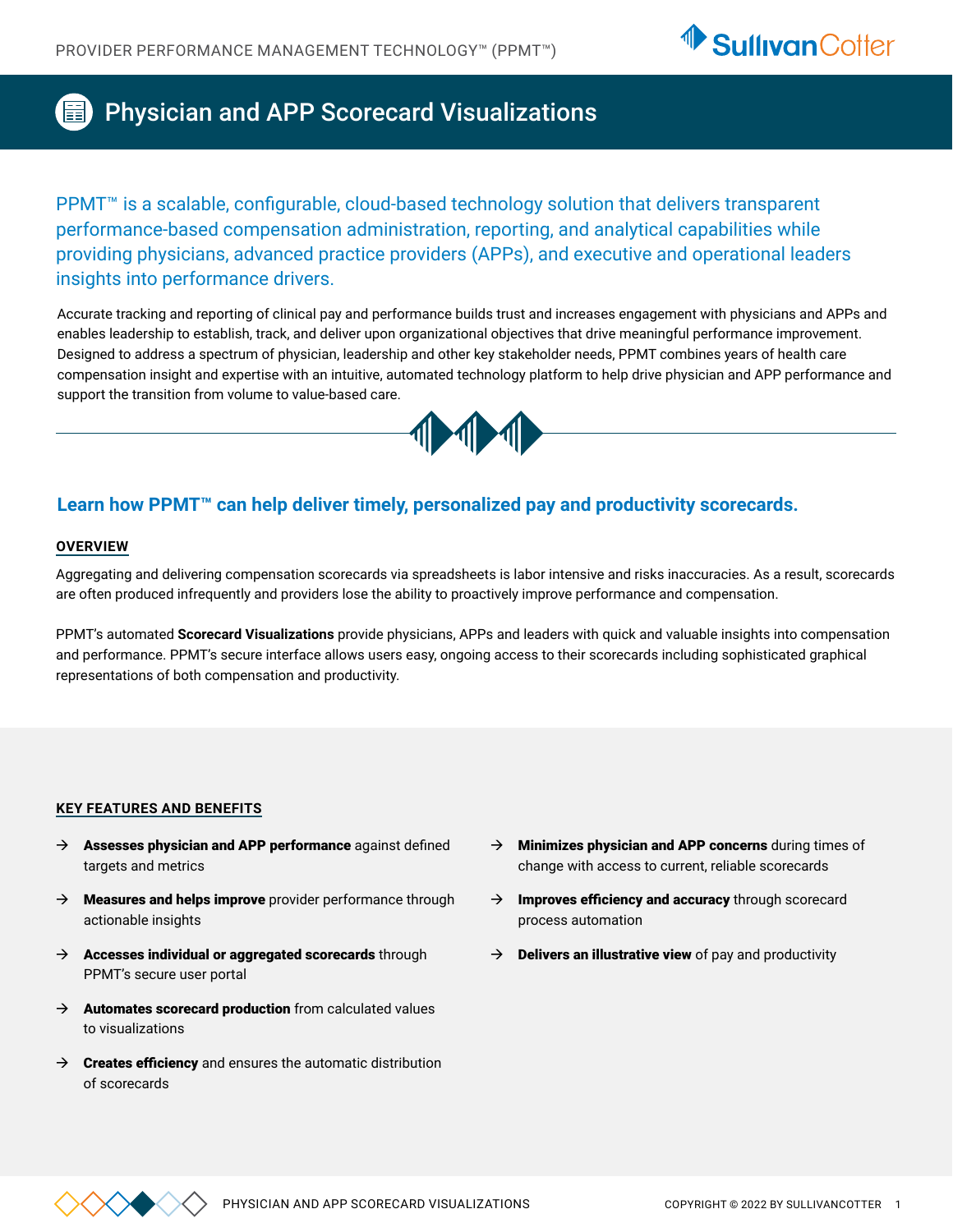# Physician and APP Scorecard Visualizations

PPMT™ is a scalable, configurable, cloud-based technology solution that delivers transparent performance-based compensation administration, reporting, and analytical capabilities while providing physicians, advanced practice providers (APPs), and executive and operational leaders insights into performance drivers.

Accurate tracking and reporting of clinical pay and performance builds trust and increases engagement with physicians and APPs and enables leadership to establish, track, and deliver upon organizational objectives that drive meaningful performance improvement. Designed to address a spectrum of physician, leadership and other key stakeholder needs, PPMT combines years of health care compensation insight and expertise with an intuitive, automated technology platform to help drive physician and APP performance and support the transition from volume to value-based care.

## Learn how PPMT™ can help deliver timely, personalized pay and productivity scorecards.

### OVERVIEW

Aggregating and delivering compensation scorecards via spreadsheets is labor intensive and risks inaccuracies. As a result, scorecards are often produced infrequently and providers lose the ability to proactively improve performance and compensation.

PPMT's automated **Scorecard Visualizations** provide physicians, APPs and leaders with quick and valuable insights into compensation and performance. PPMT's secure interface allows users easy, ongoing access to their scorecards including sophisticated graphical representations of both compensation and productivity.

### KEY FEATURES AND BENEFITS

- **Assesses physician and APP performance** against defined targets and metrics
- **Measures and helps improve** provider performance through actionable insights
- **Accesses individual or aggregated scorecards** through PPMT's secure user portal
- **Automates scorecard production** from calculated values to visualizations
- **Creates efficiency** and ensures the automatic distribution of scorecards
- **Minimizes physician and APP concerns** during times of change with access to current, reliable scorecards
- **Improves efficiency and accuracy** through scorecard process automation
- **Delivers an illustrative view** of pay and productivity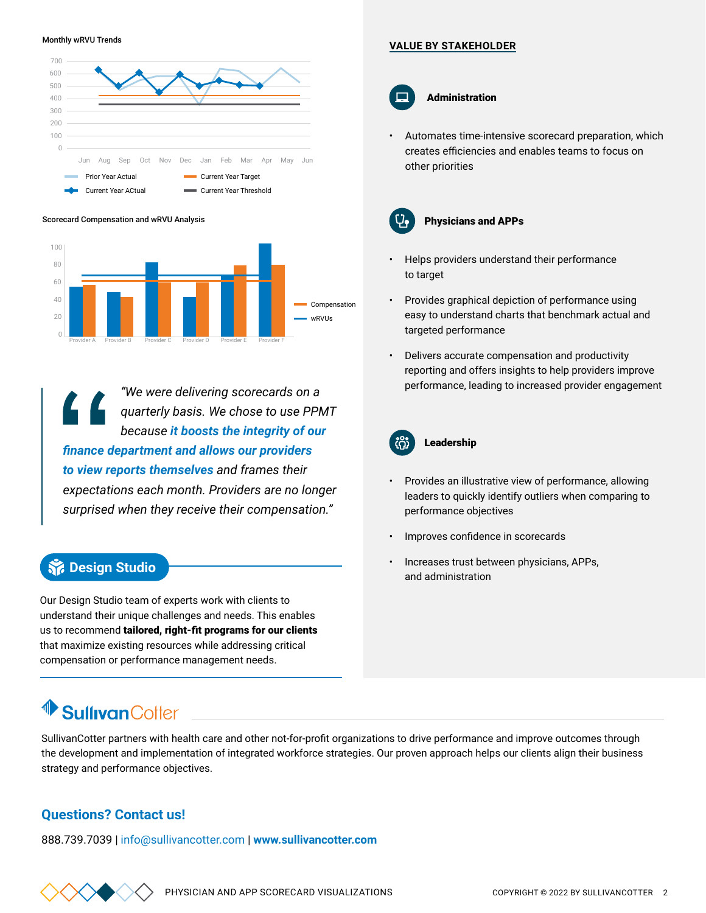Monthly wRVU Trends

700
600
500
400
300
200
100
0

Jun Aug Sep Oct Nov Dec Jan Feb Mar Apr May Jun

Prior Year Actual
Current Year ACtual
Current Year Target
Current Year Threshold

Scorecard Compensation and wRVU Analysis

100
80
60
40
20
0

Provider A Provider B Provider C Provider D Provider E Provider F

Compensation
wRVUs

> *"We were delivering scorecards on a quarterly basis. We chose to use PPMT because **it boosts the integrity of our finance department and allows our providers to view reports themselves** and frames their expectations each month. Providers are no longer surprised when they receive their compensation."*

## Design Studio

Our Design Studio team of experts work with clients to understand their unique challenges and needs. This enables us to recommend **tailored, right-fit programs for our clients** that maximize existing resources while addressing critical compensation or performance management needs.

## VALUE BY STAKEHOLDER

### Administration

- Automates time-intensive scorecard preparation, which creates efficiencies and enables teams to focus on other priorities

### Physicians and APPs

- Helps providers understand their performance to target
- Provides graphical depiction of performance using easy to understand charts that benchmark actual and targeted performance
- Delivers accurate compensation and productivity reporting and offers insights to help providers improve performance, leading to increased provider engagement

### Leadership

- Provides an illustrative view of performance, allowing leaders to quickly identify outliers when comparing to performance objectives
- Improves confidence in scorecards
- Increases trust between physicians, APPs, and administration

## SullivanCotter

SullivanCotter partners with health care and other not-for-profit organizations to drive performance and improve outcomes through the development and implementation of integrated workforce strategies. Our proven approach helps our clients align their business strategy and performance objectives.

## Questions? Contact us!

888.739.7039 | info@sullivancotter.com | **www.sullivancotter.com**

PHYSICIAN AND APP SCORECARD VISUALIZATIONS

COPYRIGHT © 2022 BY SULLIVANCOTTER